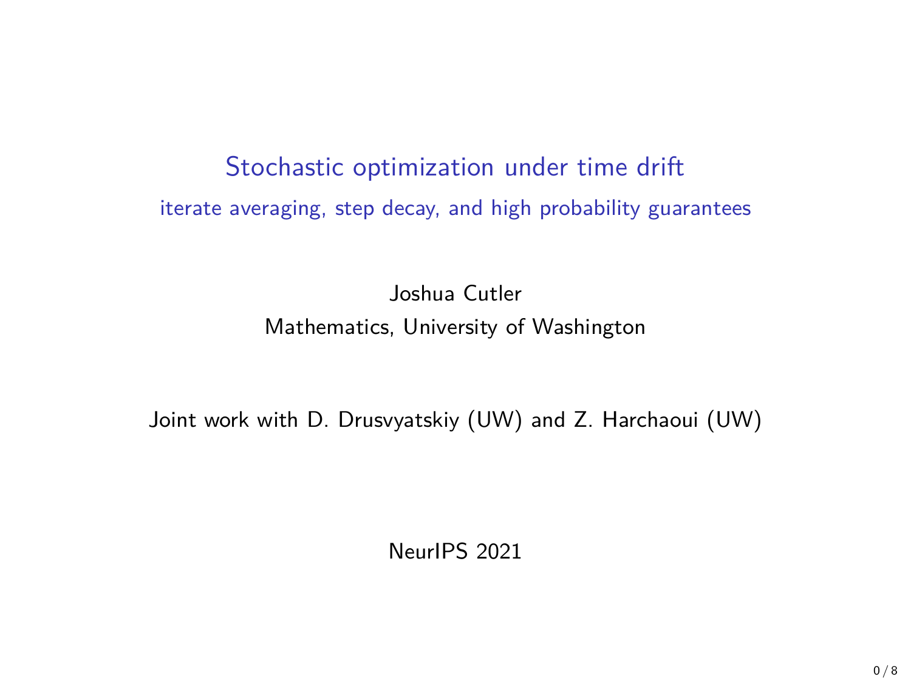# Stochastic optimization under time drift

## iterate averaging, step decay, and high probability guarantees

Joshua Cutler

Mathematics, University of Washington

Joint work with D. Drusvyatskiy (UW) and Z. Harchaoui (UW)

NeurIPS 2021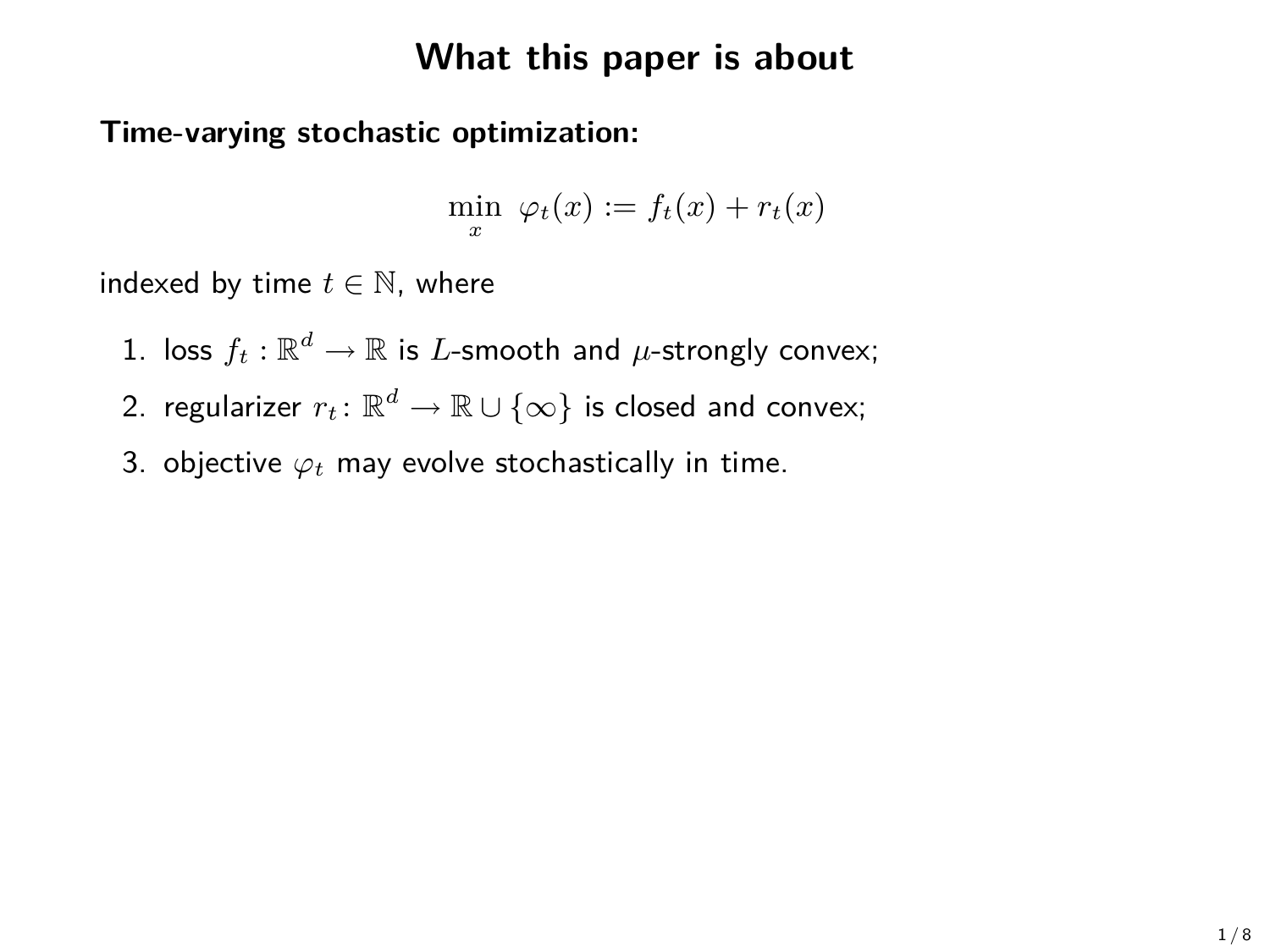# What this paper is about

**Time-varying stochastic optimization:**

$$\min_{x} \ \varphi_t(x) := f_t(x) + r_t(x)$$

indexed by time $t \in \mathbb{N}$, where

1. loss $f_t : \mathbb{R}^d \to \mathbb{R}$ is $L$-smooth and $\mu$-strongly convex;
2. regularizer $r_t \colon \mathbb{R}^d \to \mathbb{R} \cup \{\infty\}$ is closed and convex;
3. objective $\varphi_t$ may evolve stochastically in time.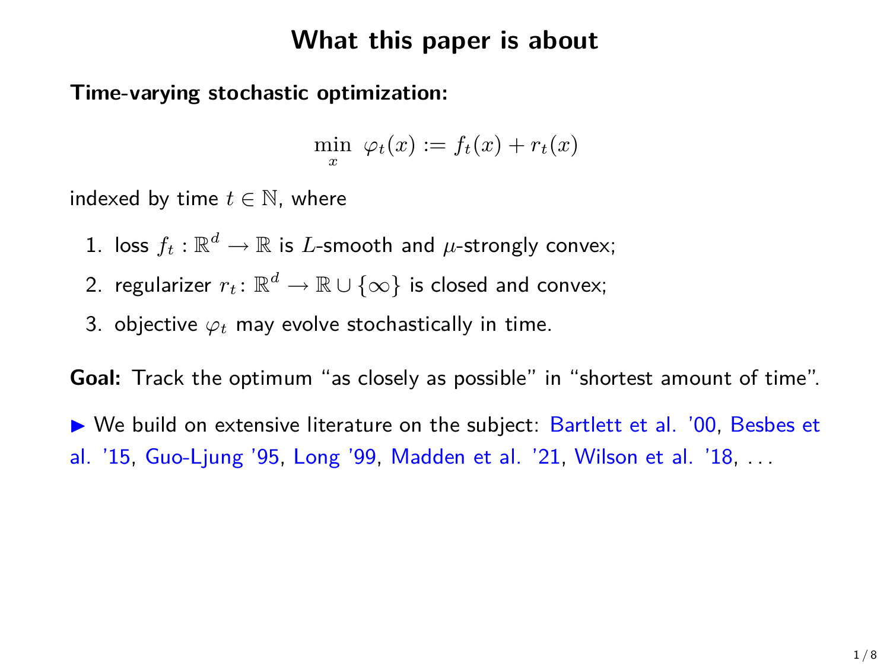# What this paper is about

**Time-varying stochastic optimization:**

$$\min_{x} \ \varphi_t(x) := f_t(x) + r_t(x)$$

indexed by time $t \in \mathbb{N}$, where

1. loss $f_t : \mathbb{R}^d \to \mathbb{R}$ is $L$-smooth and $\mu$-strongly convex;
2. regularizer $r_t \colon \mathbb{R}^d \to \mathbb{R} \cup \{\infty\}$ is closed and convex;
3. objective $\varphi_t$ may evolve stochastically in time.

**Goal:** Track the optimum "as closely as possible" in "shortest amount of time".

▶ We build on extensive literature on the subject: Bartlett et al. '00, Besbes et al. '15, Guo-Ljung '95, Long '99, Madden et al. '21, Wilson et al. '18, ...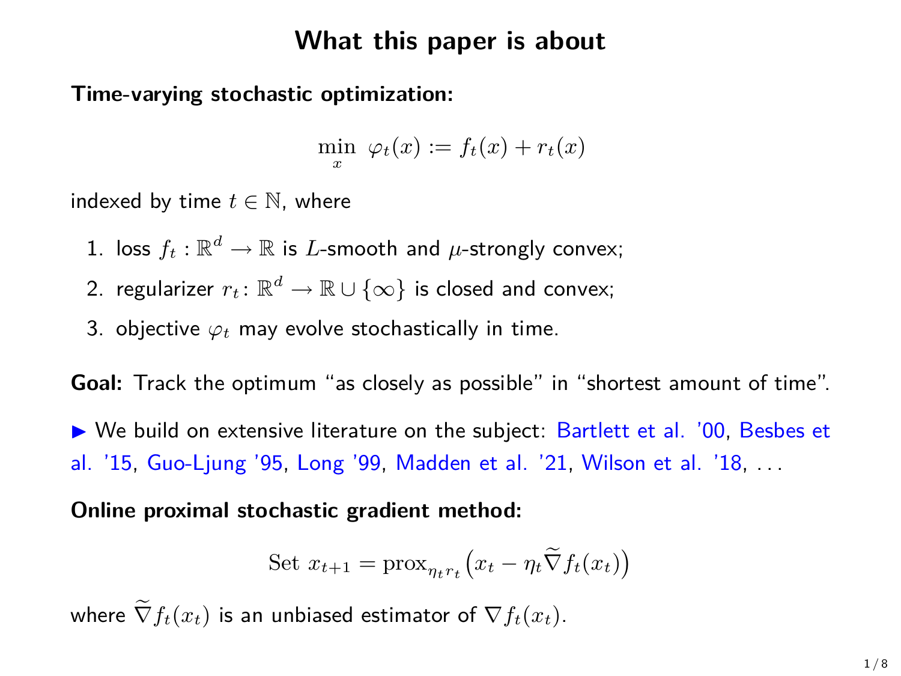# What this paper is about

**Time-varying stochastic optimization:**

$$\min_{x} \; \varphi_t(x) := f_t(x) + r_t(x)$$

indexed by time $t \in \mathbb{N}$, where

1. loss $f_t : \mathbb{R}^d \to \mathbb{R}$ is $L$-smooth and $\mu$-strongly convex;
2. regularizer $r_t \colon \mathbb{R}^d \to \mathbb{R} \cup \{\infty\}$ is closed and convex;
3. objective $\varphi_t$ may evolve stochastically in time.

**Goal:** Track the optimum "as closely as possible" in "shortest amount of time".

▶ We build on extensive literature on the subject: Bartlett et al. '00, Besbes et al. '15, Guo-Ljung '95, Long '99, Madden et al. '21, Wilson et al. '18, ...

**Online proximal stochastic gradient method:**

$$\text{Set } x_{t+1} = \text{prox}_{\eta_t r_t}\big(x_t - \eta_t \widetilde{\nabla} f_t(x_t)\big)$$

where $\widetilde{\nabla} f_t(x_t)$ is an unbiased estimator of $\nabla f_t(x_t)$.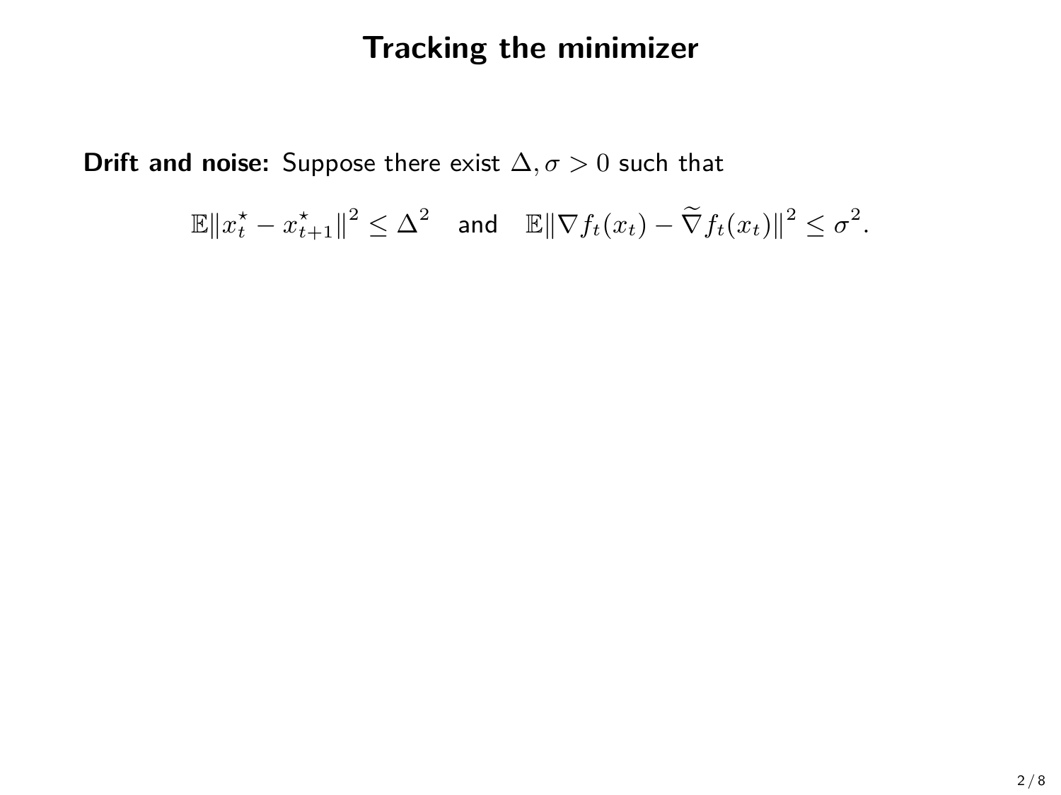# Tracking the minimizer

**Drift and noise:** Suppose there exist $\Delta, \sigma > 0$ such that

$$\mathbb{E}\|x_t^\star - x_{t+1}^\star\|^2 \leq \Delta^2 \quad \text{and} \quad \mathbb{E}\|\nabla f_t(x_t) - \widetilde{\nabla} f_t(x_t)\|^2 \leq \sigma^2.$$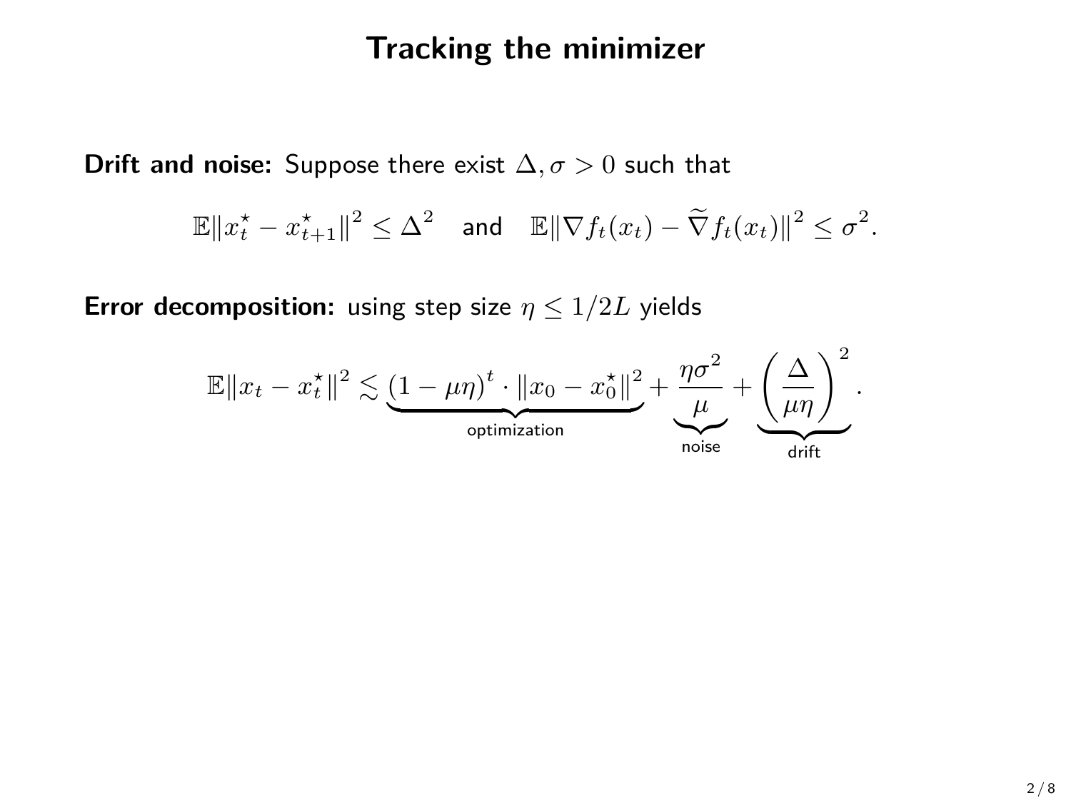# Tracking the minimizer

**Drift and noise:** Suppose there exist $\Delta, \sigma > 0$ such that

$$\mathbb{E}\|x_t^\star - x_{t+1}^\star\|^2 \le \Delta^2 \quad \text{and} \quad \mathbb{E}\|\nabla f_t(x_t) - \widetilde{\nabla} f_t(x_t)\|^2 \le \sigma^2.$$

**Error decomposition:** using step size $\eta \le 1/2L$ yields

$$\mathbb{E}\|x_t - x_t^\star\|^2 \lesssim \underbrace{(1-\mu\eta)^t \cdot \|x_0 - x_0^\star\|^2}_{\text{optimization}} + \underbrace{\frac{\eta\sigma^2}{\mu}}_{\text{noise}} + \underbrace{\left(\frac{\Delta}{\mu\eta}\right)^2}_{\text{drift}}.$$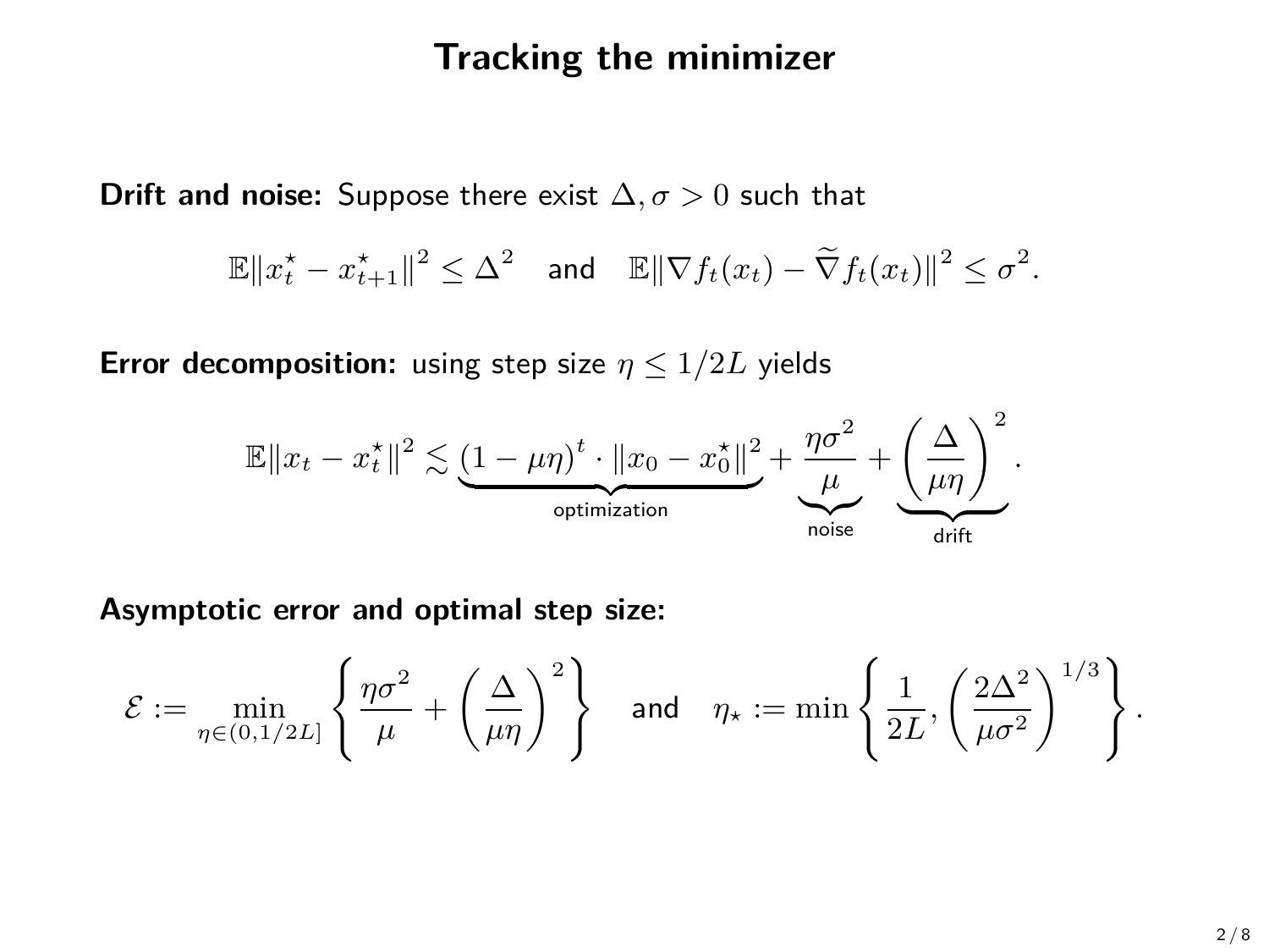# Tracking the minimizer

**Drift and noise:** Suppose there exist $\Delta, \sigma > 0$ such that

$$\mathbb{E}\|x_t^\star - x_{t+1}^\star\|^2 \le \Delta^2 \quad \text{and} \quad \mathbb{E}\|\nabla f_t(x_t) - \widetilde{\nabla} f_t(x_t)\|^2 \le \sigma^2.$$

**Error decomposition:** using step size $\eta \le 1/2L$ yields

$$\mathbb{E}\|x_t - x_t^\star\|^2 \lesssim \underbrace{(1-\mu\eta)^t \cdot \|x_0 - x_0^\star\|^2}_{\text{optimization}} + \underbrace{\frac{\eta\sigma^2}{\mu}}_{\text{noise}} + \underbrace{\left(\frac{\Delta}{\mu\eta}\right)^2}_{\text{drift}}.$$

**Asymptotic error and optimal step size:**

$$\mathcal{E} := \min_{\eta \in (0, 1/2L]} \left\{ \frac{\eta\sigma^2}{\mu} + \left(\frac{\Delta}{\mu\eta}\right)^2 \right\} \quad \text{and} \quad \eta_\star := \min\left\{ \frac{1}{2L}, \left(\frac{2\Delta^2}{\mu\sigma^2}\right)^{1/3} \right\}.$$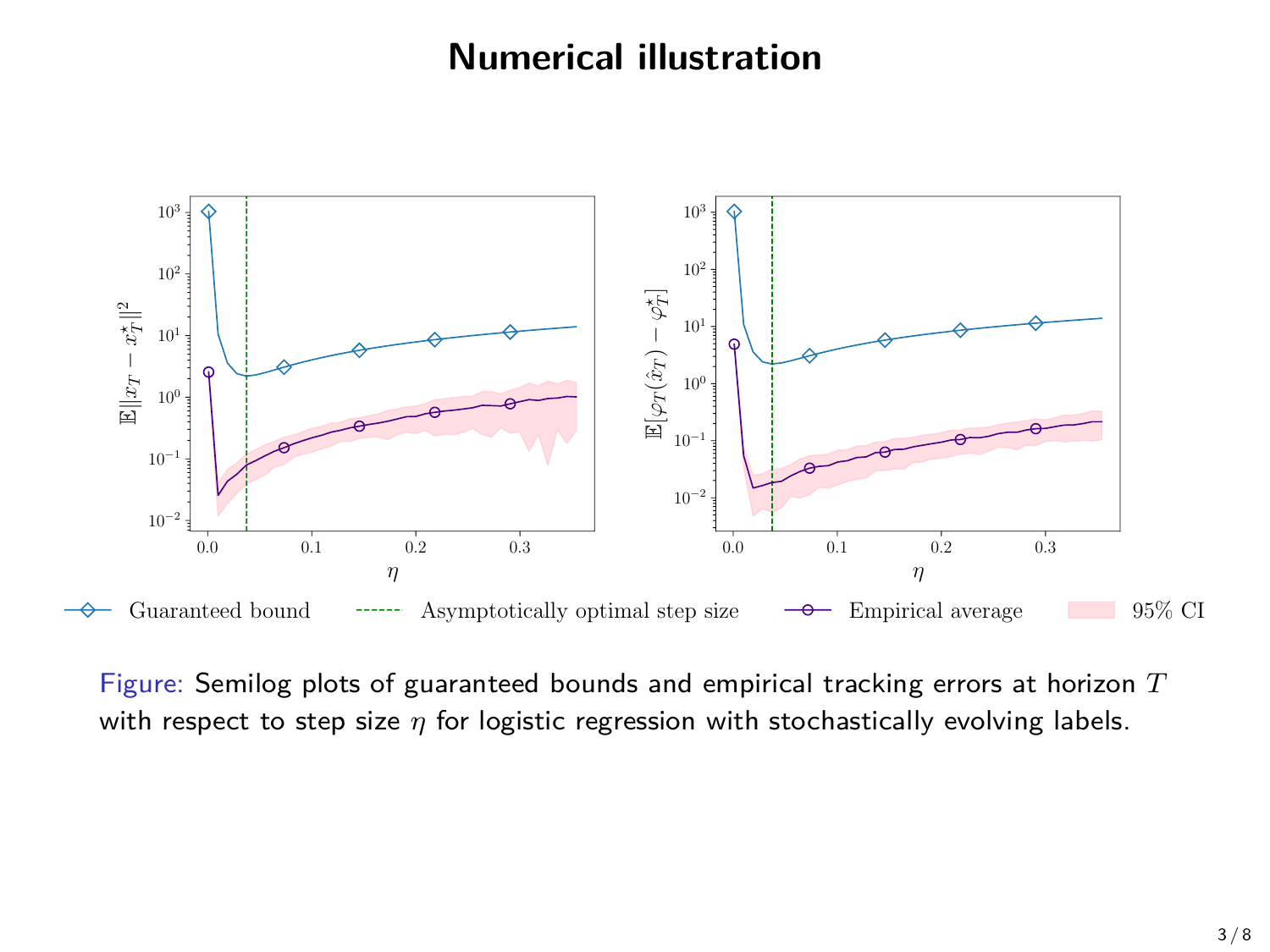# Numerical illustration

Figure: Semilog plots of guaranteed bounds and empirical tracking errors at horizon $T$ with respect to step size $\eta$ for logistic regression with stochastically evolving labels.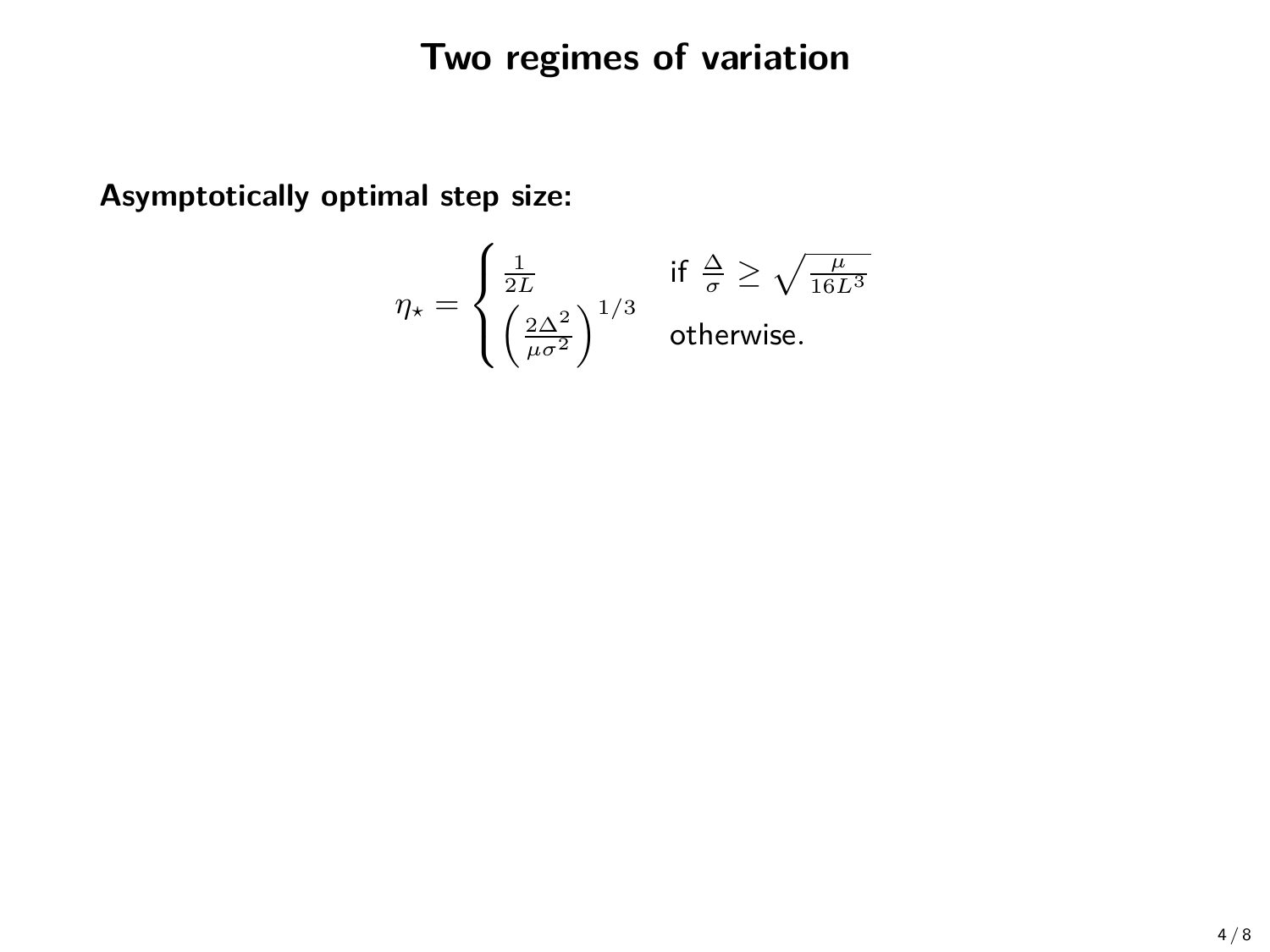# Two regimes of variation

**Asymptotically optimal step size:**

$$\eta_\star = \begin{cases} \frac{1}{2L} & \text{if } \frac{\Delta}{\sigma} \geq \sqrt{\frac{\mu}{16L^3}} \\ \left(\frac{2\Delta^2}{\mu\sigma^2}\right)^{1/3} & \text{otherwise.} \end{cases}$$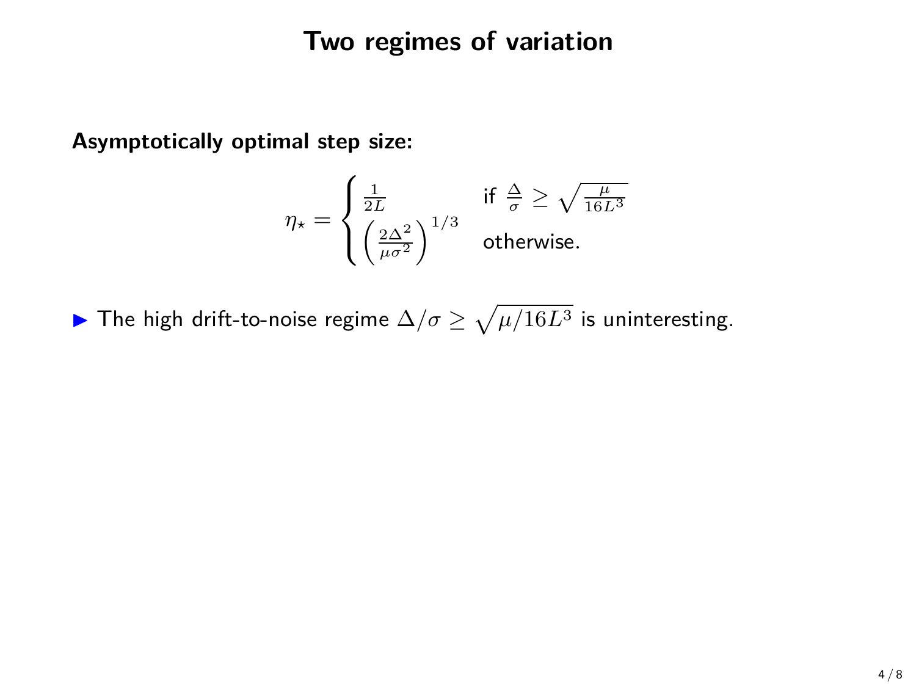# Two regimes of variation

**Asymptotically optimal step size:**

$$\eta_\star = \begin{cases} \frac{1}{2L} & \text{if } \frac{\Delta}{\sigma} \geq \sqrt{\frac{\mu}{16L^3}} \\ \left(\frac{2\Delta^2}{\mu\sigma^2}\right)^{1/3} & \text{otherwise.} \end{cases}$$

- The high drift-to-noise regime $\Delta/\sigma \geq \sqrt{\mu/16L^3}$ is uninteresting.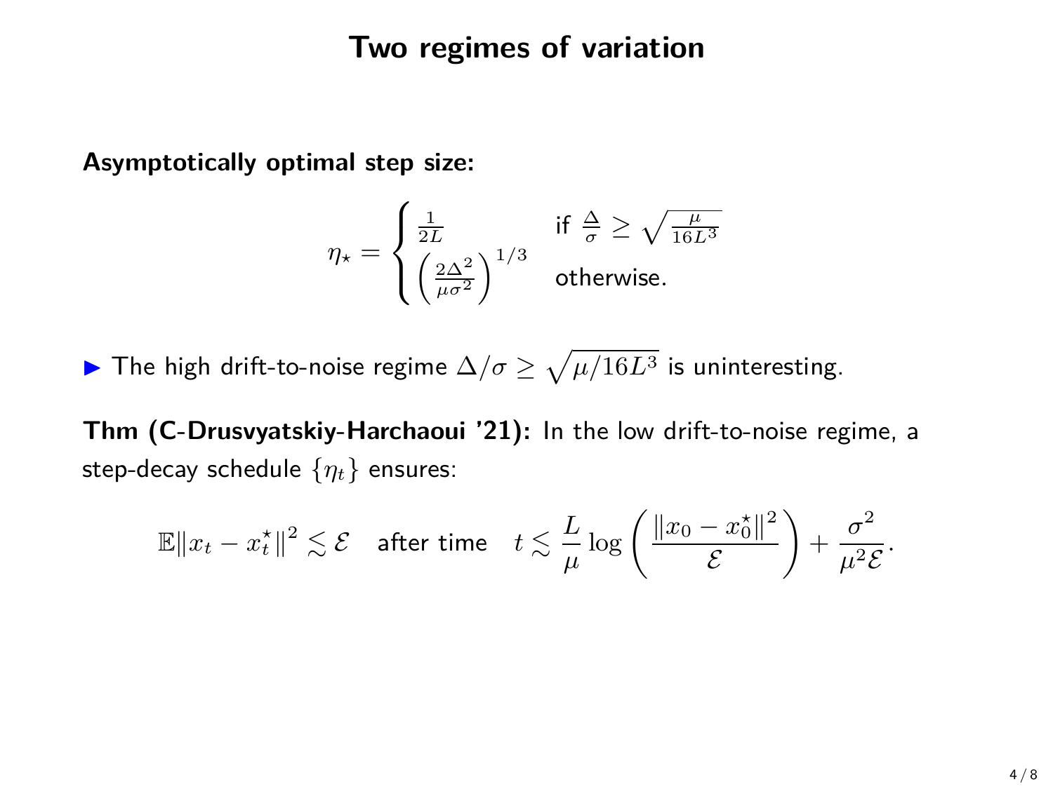# Two regimes of variation

**Asymptotically optimal step size:**

$$\eta_\star = \begin{cases} \frac{1}{2L} & \text{if } \frac{\Delta}{\sigma} \geq \sqrt{\frac{\mu}{16L^3}} \\ \left(\frac{2\Delta^2}{\mu\sigma^2}\right)^{1/3} & \text{otherwise.} \end{cases}$$

- The high drift-to-noise regime $\Delta/\sigma \geq \sqrt{\mu/16L^3}$ is uninteresting.

**Thm (C-Drusvyatskiy-Harchaoui '21):** In the low drift-to-noise regime, a step-decay schedule $\{\eta_t\}$ ensures:

$$\mathbb{E}\|x_t - x_t^\star\|^2 \lesssim \mathcal{E} \quad \text{after time} \quad t \lesssim \frac{L}{\mu}\log\left(\frac{\|x_0 - x_0^\star\|^2}{\mathcal{E}}\right) + \frac{\sigma^2}{\mu^2\mathcal{E}}.$$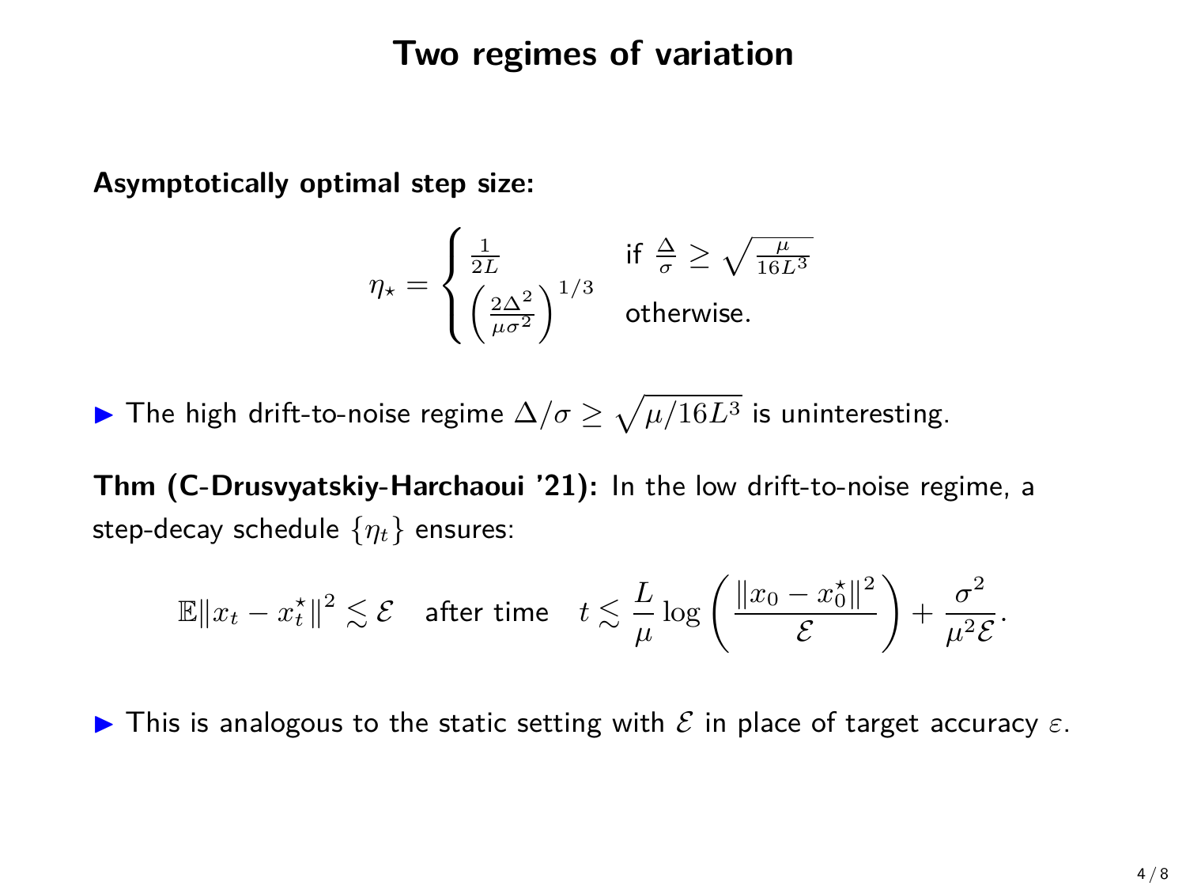# Two regimes of variation

**Asymptotically optimal step size:**

$$\eta_\star = \begin{cases} \frac{1}{2L} & \text{if } \frac{\Delta}{\sigma} \geq \sqrt{\frac{\mu}{16L^3}} \\ \left(\frac{2\Delta^2}{\mu\sigma^2}\right)^{1/3} & \text{otherwise.} \end{cases}$$

- The high drift-to-noise regime $\Delta/\sigma \geq \sqrt{\mu/16L^3}$ is uninteresting.

**Thm (C-Drusvyatskiy-Harchaoui '21):** In the low drift-to-noise regime, a step-decay schedule $\{\eta_t\}$ ensures:

$$\mathbb{E}\|x_t - x_t^\star\|^2 \lesssim \mathcal{E} \quad \text{after time} \quad t \lesssim \frac{L}{\mu}\log\left(\frac{\|x_0 - x_0^\star\|^2}{\mathcal{E}}\right) + \frac{\sigma^2}{\mu^2\mathcal{E}}.$$

- This is analogous to the static setting with $\mathcal{E}$ in place of target accuracy $\varepsilon$.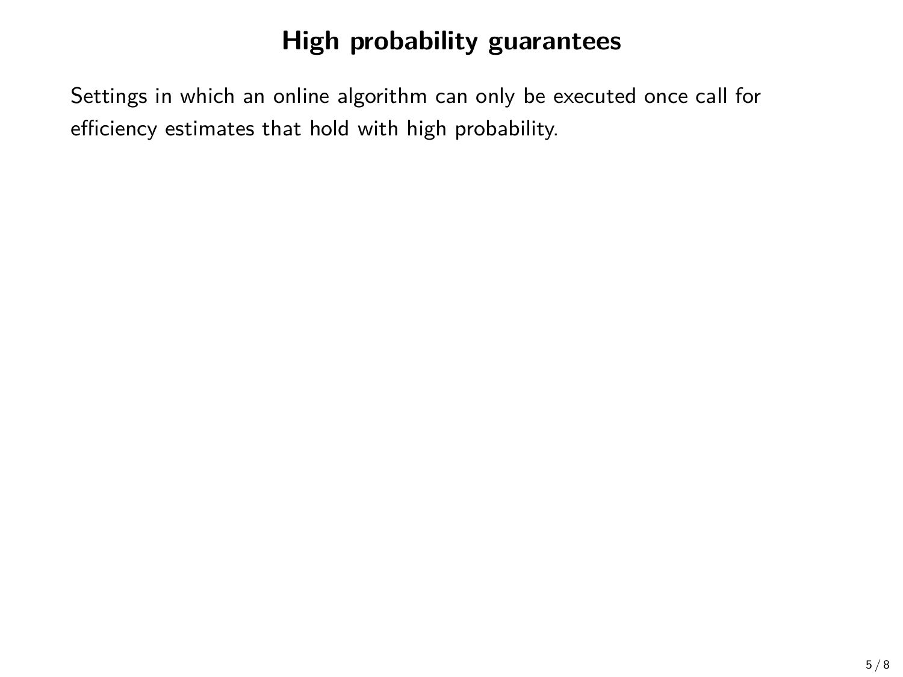# High probability guarantees

Settings in which an online algorithm can only be executed once call for efficiency estimates that hold with high probability.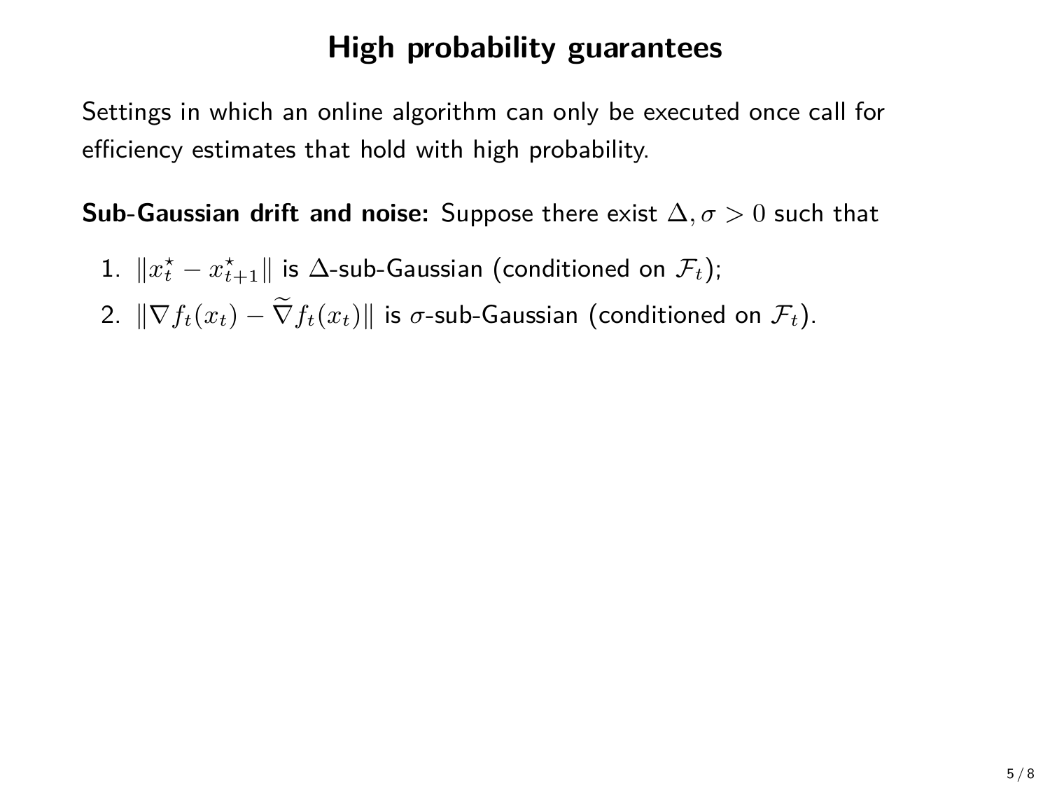# High probability guarantees

Settings in which an online algorithm can only be executed once call for efficiency estimates that hold with high probability.

**Sub-Gaussian drift and noise:** Suppose there exist $\Delta, \sigma > 0$ such that

1. $\|x_t^\star - x_{t+1}^\star\|$ is $\Delta$-sub-Gaussian (conditioned on $\mathcal{F}_t$);
2. $\|\nabla f_t(x_t) - \widetilde{\nabla} f_t(x_t)\|$ is $\sigma$-sub-Gaussian (conditioned on $\mathcal{F}_t$).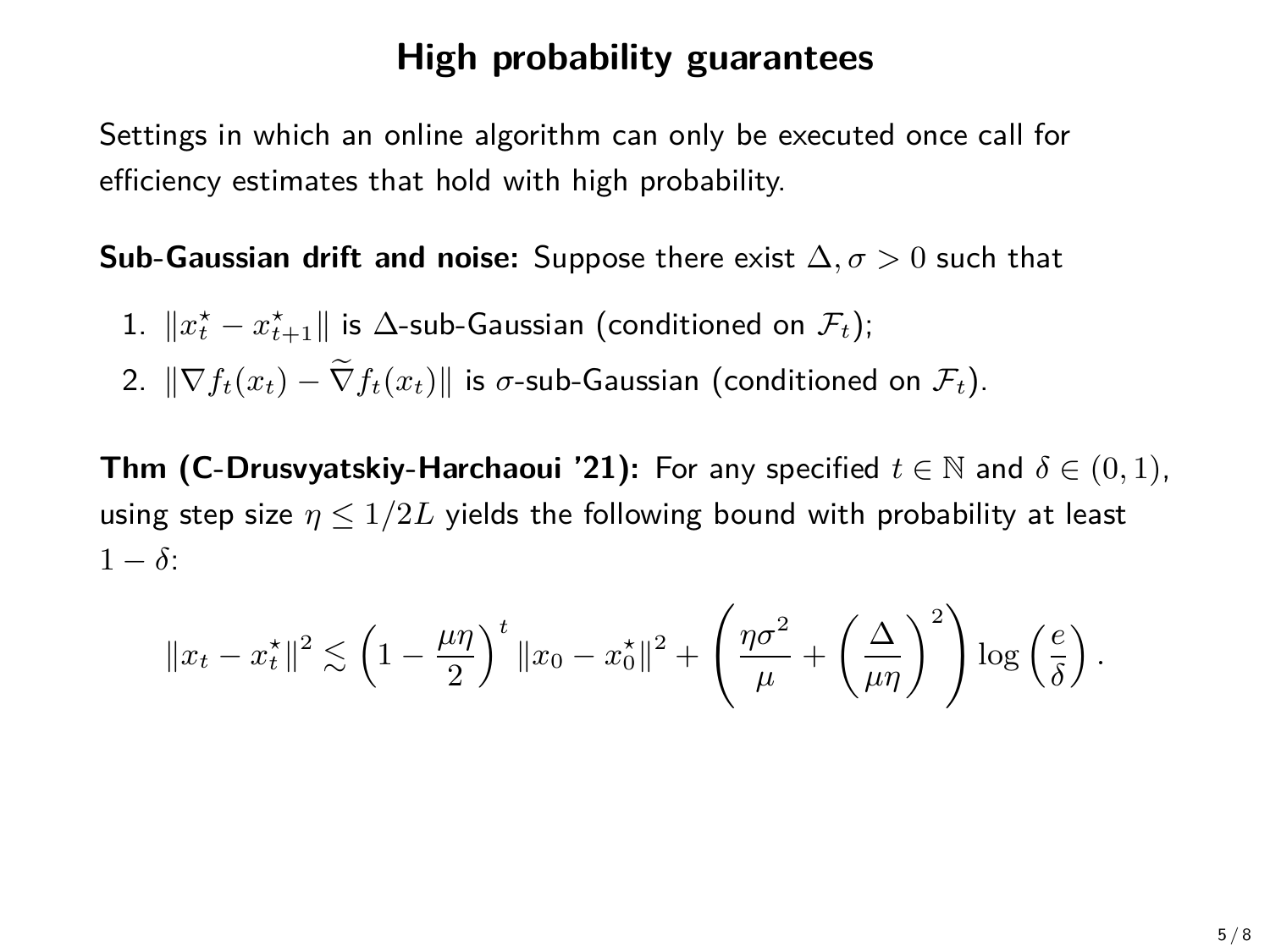# High probability guarantees

Settings in which an online algorithm can only be executed once call for efficiency estimates that hold with high probability.

**Sub-Gaussian drift and noise:** Suppose there exist $\Delta, \sigma > 0$ such that

1. $\|x_t^\star - x_{t+1}^\star\|$ is $\Delta$-sub-Gaussian (conditioned on $\mathcal{F}_t$);
2. $\|\nabla f_t(x_t) - \widetilde{\nabla} f_t(x_t)\|$ is $\sigma$-sub-Gaussian (conditioned on $\mathcal{F}_t$).

**Thm (C-Drusvyatskiy-Harchaoui '21):** For any specified $t \in \mathbb{N}$ and $\delta \in (0,1)$, using step size $\eta \leq 1/2L$ yields the following bound with probability at least $1 - \delta$:

$$\|x_t - x_t^\star\|^2 \lesssim \left(1 - \frac{\mu\eta}{2}\right)^t \|x_0 - x_0^\star\|^2 + \left(\frac{\eta\sigma^2}{\mu} + \left(\frac{\Delta}{\mu\eta}\right)^2\right) \log\left(\frac{e}{\delta}\right).$$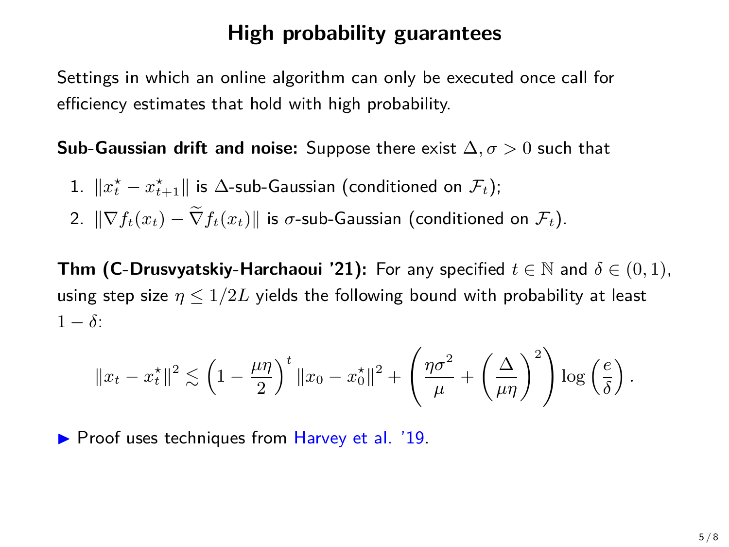# High probability guarantees

Settings in which an online algorithm can only be executed once call for efficiency estimates that hold with high probability.

**Sub-Gaussian drift and noise:** Suppose there exist $\Delta, \sigma > 0$ such that

1. $\|x_t^\star - x_{t+1}^\star\|$ is $\Delta$-sub-Gaussian (conditioned on $\mathcal{F}_t$);
2. $\|\nabla f_t(x_t) - \widetilde{\nabla} f_t(x_t)\|$ is $\sigma$-sub-Gaussian (conditioned on $\mathcal{F}_t$).

**Thm (C-Drusvyatskiy-Harchaoui '21):** For any specified $t \in \mathbb{N}$ and $\delta \in (0,1)$, using step size $\eta \leq 1/2L$ yields the following bound with probability at least $1 - \delta$:

$$\|x_t - x_t^\star\|^2 \lesssim \left(1 - \frac{\mu\eta}{2}\right)^t \|x_0 - x_0^\star\|^2 + \left(\frac{\eta\sigma^2}{\mu} + \left(\frac{\Delta}{\mu\eta}\right)^2\right) \log\left(\frac{e}{\delta}\right).$$

▶ Proof uses techniques from Harvey et al. '19.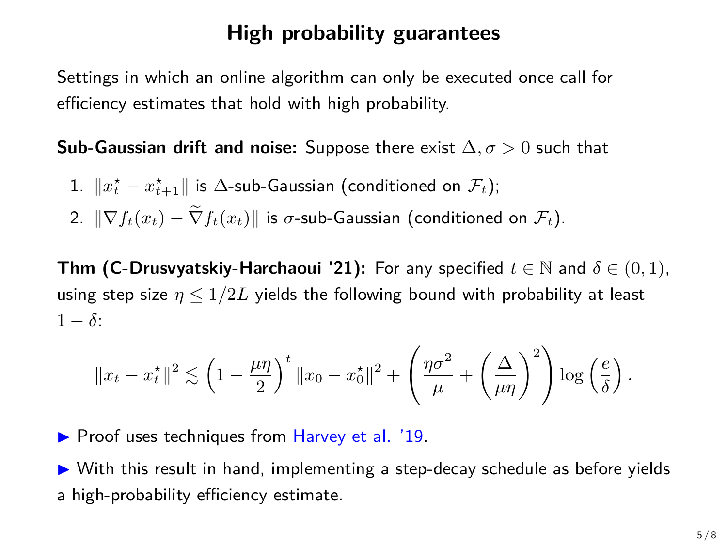# High probability guarantees

Settings in which an online algorithm can only be executed once call for efficiency estimates that hold with high probability.

**Sub-Gaussian drift and noise:** Suppose there exist $\Delta, \sigma > 0$ such that

1. $\|x_t^\star - x_{t+1}^\star\|$ is $\Delta$-sub-Gaussian (conditioned on $\mathcal{F}_t$);
2. $\|\nabla f_t(x_t) - \widetilde{\nabla} f_t(x_t)\|$ is $\sigma$-sub-Gaussian (conditioned on $\mathcal{F}_t$).

**Thm (C-Drusvyatskiy-Harchaoui '21):** For any specified $t \in \mathbb{N}$ and $\delta \in (0,1)$, using step size $\eta \leq 1/2L$ yields the following bound with probability at least $1 - \delta$:

$$\|x_t - x_t^\star\|^2 \lesssim \left(1 - \frac{\mu\eta}{2}\right)^t \|x_0 - x_0^\star\|^2 + \left(\frac{\eta\sigma^2}{\mu} + \left(\frac{\Delta}{\mu\eta}\right)^2\right) \log\left(\frac{e}{\delta}\right).$$

- Proof uses techniques from Harvey et al. '19.
- With this result in hand, implementing a step-decay schedule as before yields a high-probability efficiency estimate.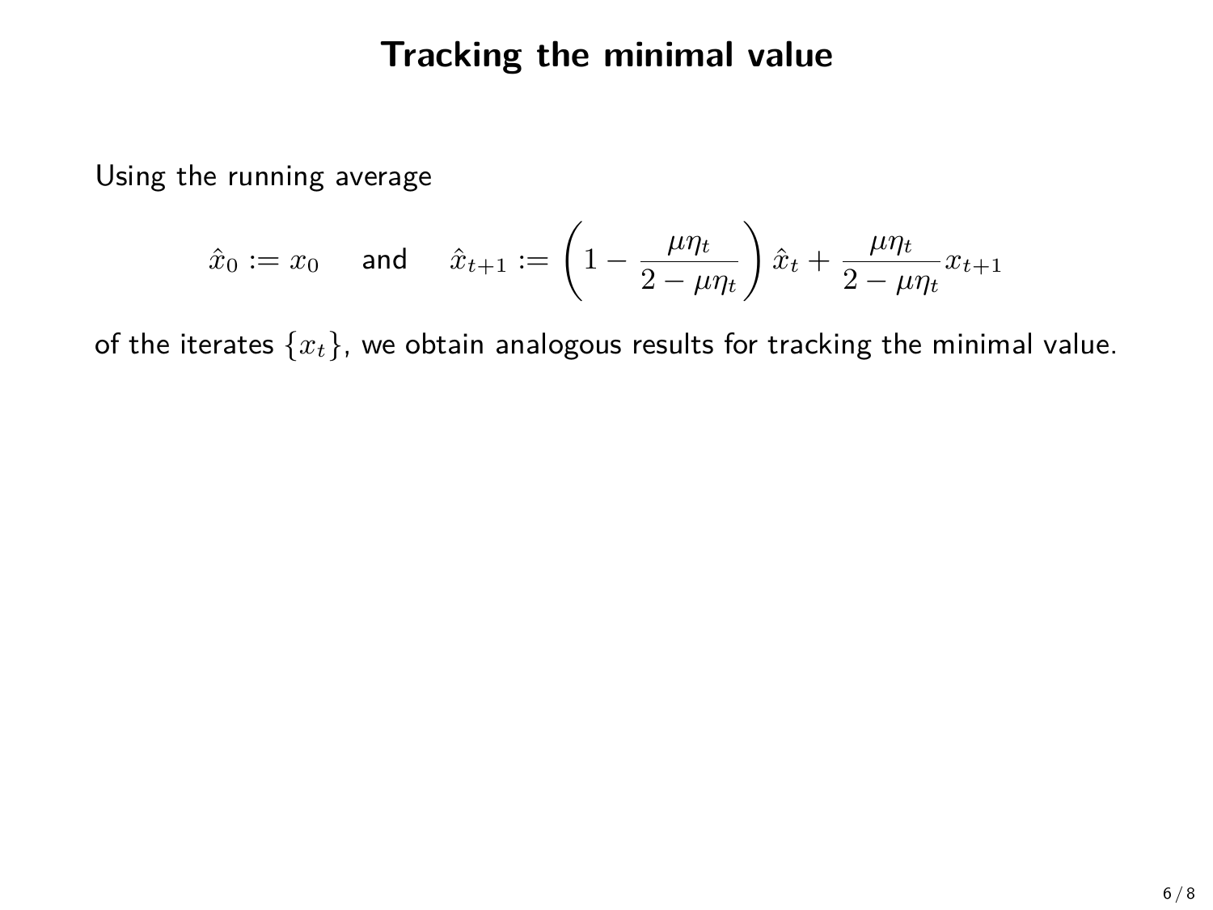# Tracking the minimal value

Using the running average

$$\hat{x}_0 := x_0 \quad \text{and} \quad \hat{x}_{t+1} := \left(1 - \frac{\mu\eta_t}{2 - \mu\eta_t}\right)\hat{x}_t + \frac{\mu\eta_t}{2 - \mu\eta_t} x_{t+1}$$

of the iterates $\{x_t\}$, we obtain analogous results for tracking the minimal value.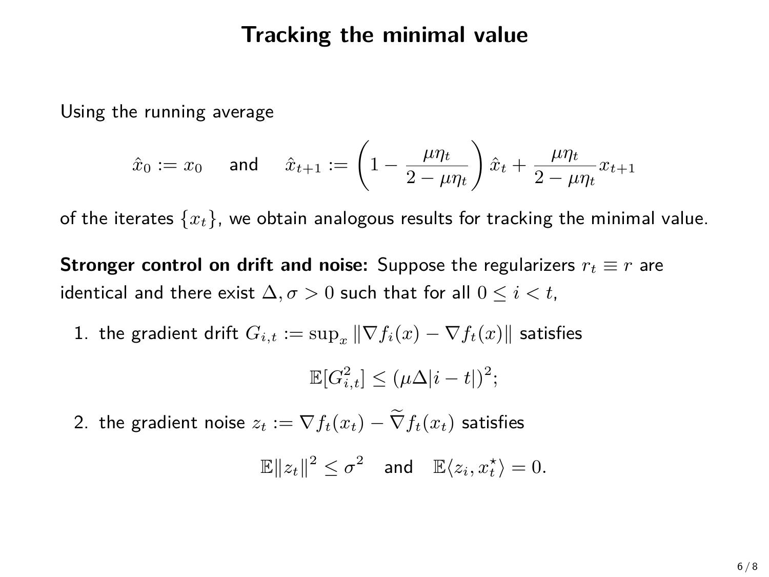# Tracking the minimal value

Using the running average

$$\hat{x}_0 := x_0 \quad \text{and} \quad \hat{x}_{t+1} := \left(1 - \frac{\mu\eta_t}{2 - \mu\eta_t}\right)\hat{x}_t + \frac{\mu\eta_t}{2 - \mu\eta_t}x_{t+1}$$

of the iterates $\{x_t\}$, we obtain analogous results for tracking the minimal value.

**Stronger control on drift and noise:** Suppose the regularizers $r_t \equiv r$ are identical and there exist $\Delta, \sigma > 0$ such that for all $0 \leq i < t$,

1. the gradient drift $G_{i,t} := \sup_x \|\nabla f_i(x) - \nabla f_t(x)\|$ satisfies

$$\mathbb{E}[G_{i,t}^2] \leq (\mu\Delta|i - t|)^2;$$

2. the gradient noise $z_t := \nabla f_t(x_t) - \widetilde{\nabla} f_t(x_t)$ satisfies

$$\mathbb{E}\|z_t\|^2 \leq \sigma^2 \quad \text{and} \quad \mathbb{E}\langle z_i, x_t^\star \rangle = 0.$$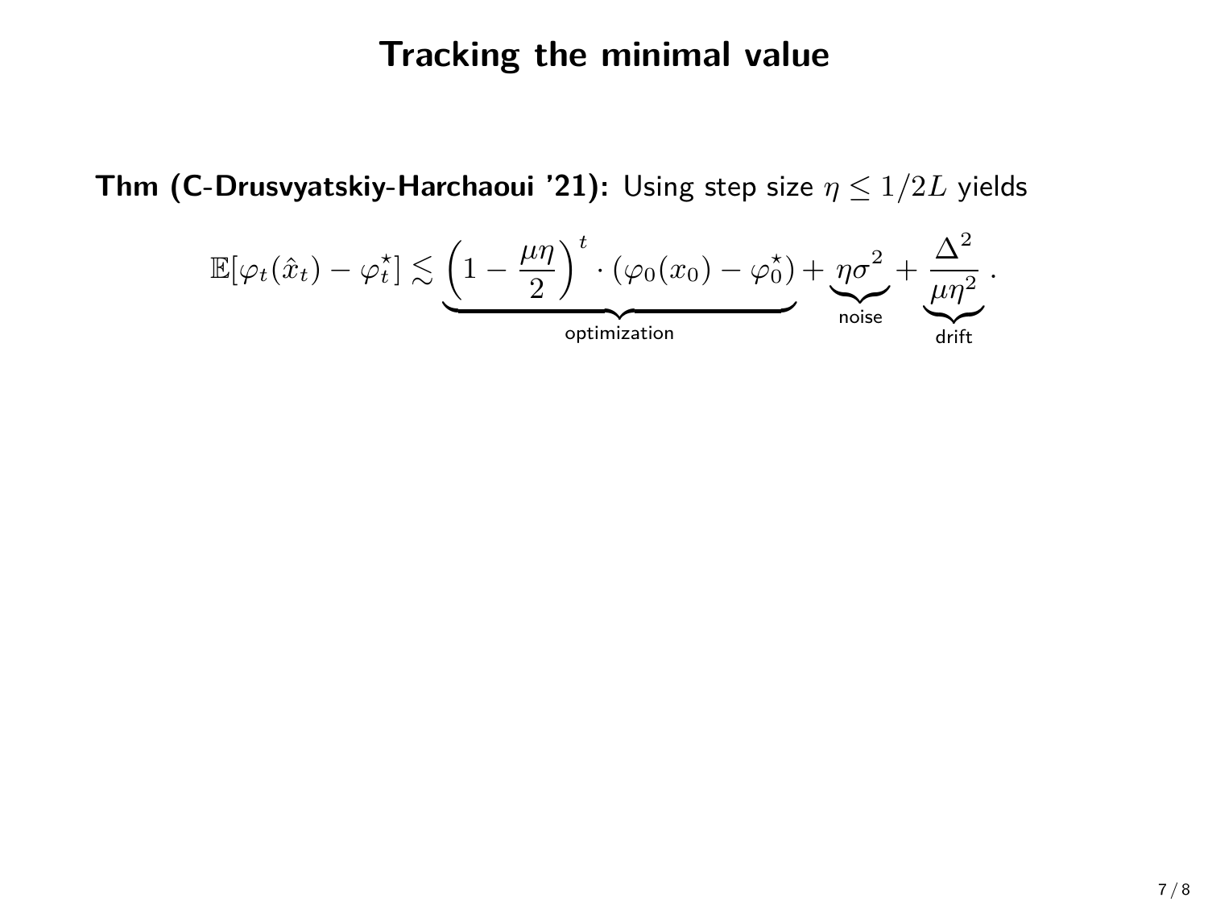# Tracking the minimal value

**Thm (C-Drusvyatskiy-Harchaoui '21):** Using step size $\eta \leq 1/2L$ yields

$$\mathbb{E}[\varphi_t(\hat{x}_t) - \varphi_t^\star] \lesssim \underbrace{\left(1 - \frac{\mu\eta}{2}\right)^t \cdot (\varphi_0(x_0) - \varphi_0^\star)}_{\text{optimization}} + \underbrace{\eta\sigma^2}_{\text{noise}} + \underbrace{\frac{\Delta^2}{\mu\eta^2}}_{\text{drift}}.$$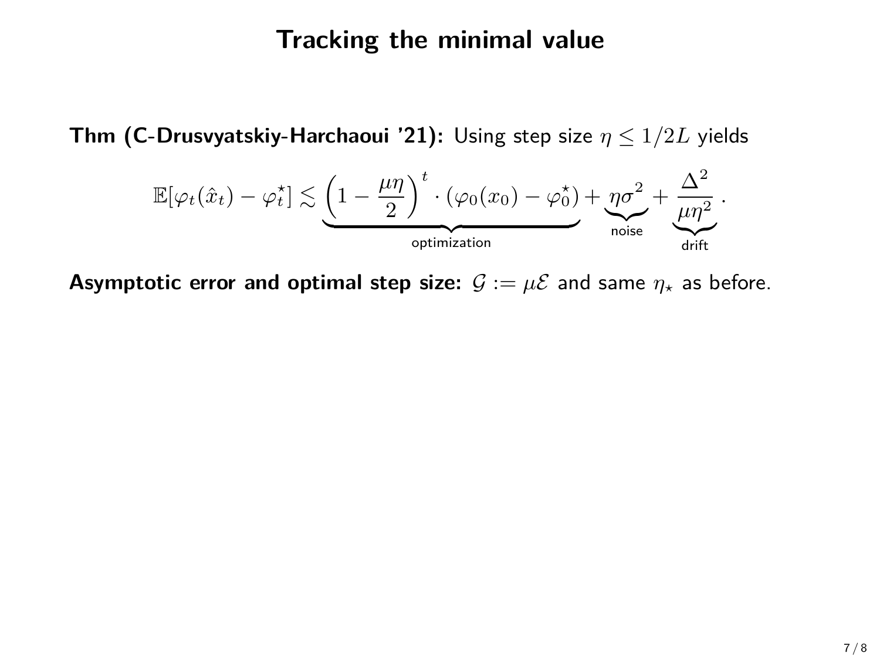# Tracking the minimal value

**Thm (C-Drusvyatskiy-Harchaoui '21):** Using step size $\eta \leq 1/2L$ yields

$$\mathbb{E}[\varphi_t(\hat{x}_t) - \varphi_t^\star] \lesssim \underbrace{\left(1 - \frac{\mu\eta}{2}\right)^t \cdot (\varphi_0(x_0) - \varphi_0^\star)}_{\text{optimization}} + \underbrace{\eta\sigma^2}_{\text{noise}} + \underbrace{\frac{\Delta^2}{\mu\eta^2}}_{\text{drift}}.$$

**Asymptotic error and optimal step size:** $\mathcal{G} := \mu\mathcal{E}$ and same $\eta_\star$ as before.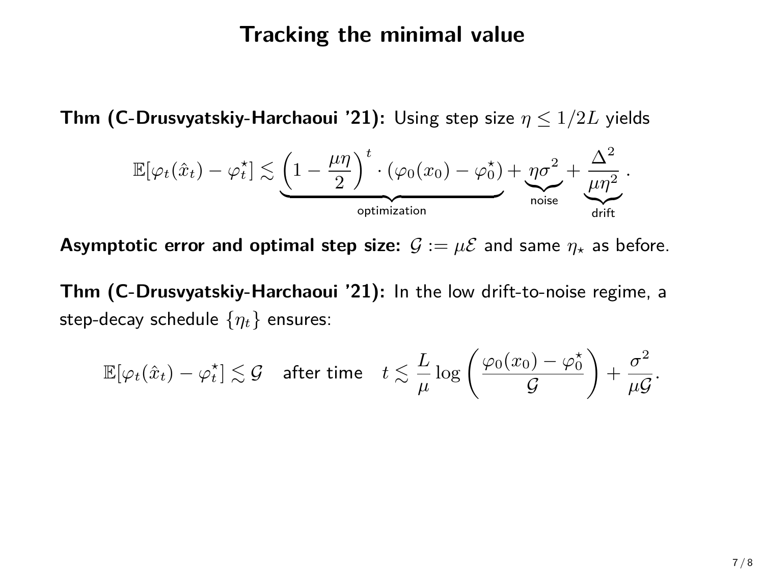# Tracking the minimal value

**Thm (C-Drusvyatskiy-Harchaoui '21):** Using step size $\eta \leq 1/2L$ yields

$$\mathbb{E}[\varphi_t(\hat{x}_t) - \varphi_t^\star] \lesssim \underbrace{\left(1 - \frac{\mu\eta}{2}\right)^t \cdot (\varphi_0(x_0) - \varphi_0^\star)}_{\text{optimization}} + \underbrace{\eta\sigma^2}_{\text{noise}} + \underbrace{\frac{\Delta^2}{\mu\eta^2}}_{\text{drift}}.$$

**Asymptotic error and optimal step size:** $\mathcal{G} := \mu\mathcal{E}$ and same $\eta_\star$ as before.

**Thm (C-Drusvyatskiy-Harchaoui '21):** In the low drift-to-noise regime, a step-decay schedule $\{\eta_t\}$ ensures:

$$\mathbb{E}[\varphi_t(\hat{x}_t) - \varphi_t^\star] \lesssim \mathcal{G} \quad \text{after time} \quad t \lesssim \frac{L}{\mu} \log\left(\frac{\varphi_0(x_0) - \varphi_0^\star}{\mathcal{G}}\right) + \frac{\sigma^2}{\mu\mathcal{G}}.$$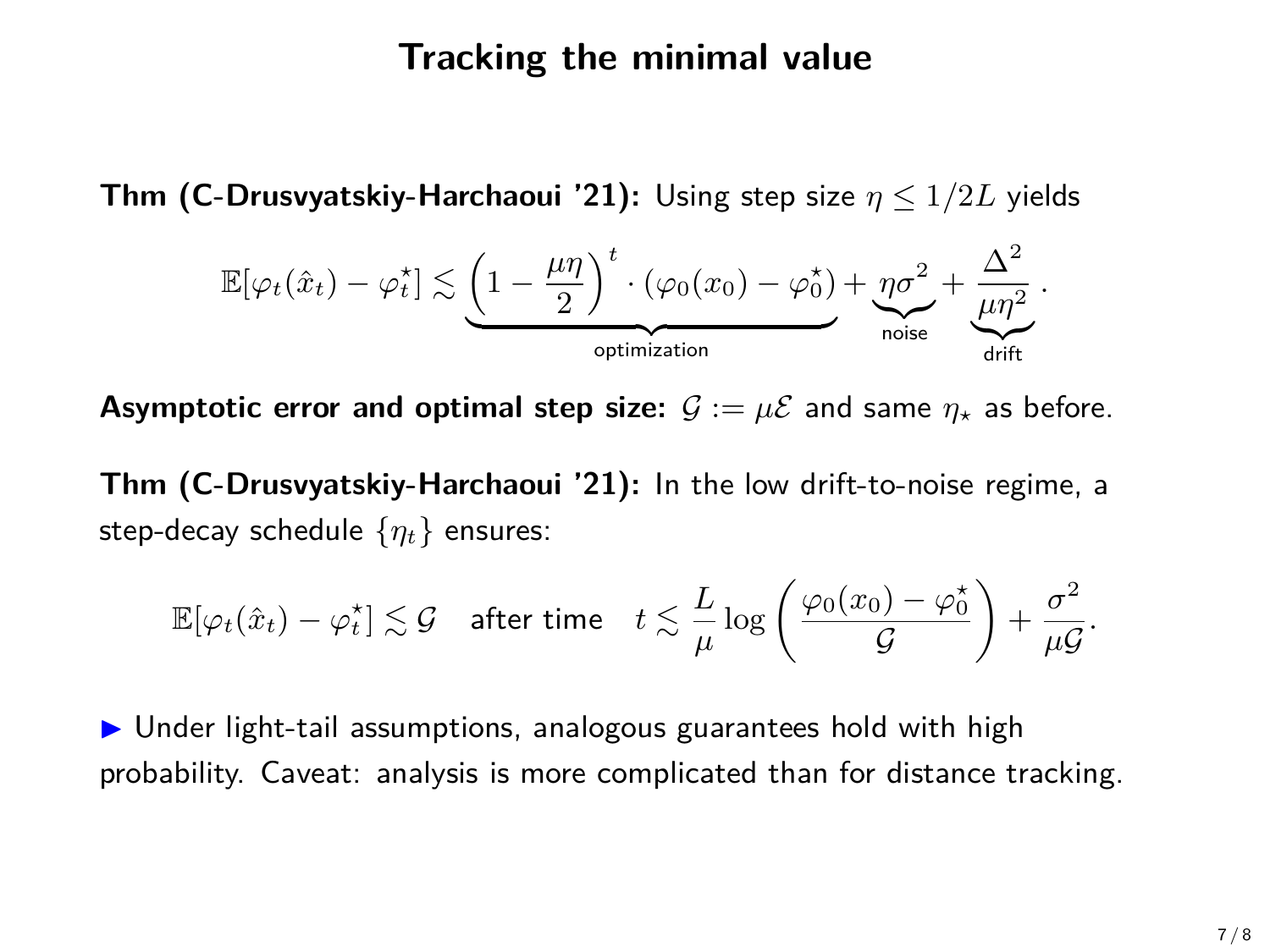# Tracking the minimal value

**Thm (C-Drusvyatskiy-Harchaoui '21):** Using step size $\eta \leq 1/2L$ yields

$$\mathbb{E}[\varphi_t(\hat{x}_t) - \varphi_t^\star] \lesssim \underbrace{\left(1 - \frac{\mu\eta}{2}\right)^t \cdot (\varphi_0(x_0) - \varphi_0^\star)}_{\text{optimization}} + \underbrace{\eta\sigma^2}_{\text{noise}} + \underbrace{\frac{\Delta^2}{\mu\eta^2}}_{\text{drift}}.$$

**Asymptotic error and optimal step size:** $\mathcal{G} := \mu\mathcal{E}$ and same $\eta_\star$ as before.

**Thm (C-Drusvyatskiy-Harchaoui '21):** In the low drift-to-noise regime, a step-decay schedule $\{\eta_t\}$ ensures:

$$\mathbb{E}[\varphi_t(\hat{x}_t) - \varphi_t^\star] \lesssim \mathcal{G} \quad \text{after time} \quad t \lesssim \frac{L}{\mu}\log\left(\frac{\varphi_0(x_0) - \varphi_0^\star}{\mathcal{G}}\right) + \frac{\sigma^2}{\mu\mathcal{G}}.$$

- Under light-tail assumptions, analogous guarantees hold with high probability. Caveat: analysis is more complicated than for distance tracking.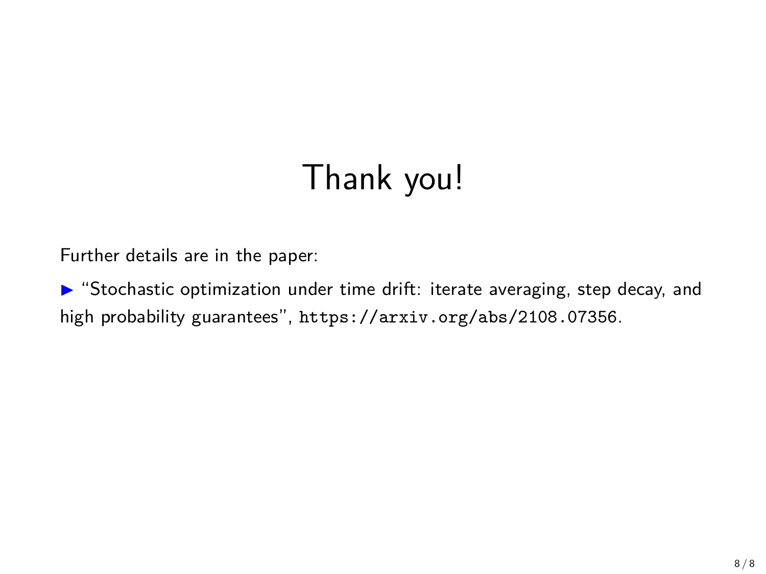# Thank you!

Further details are in the paper:

- "Stochastic optimization under time drift: iterate averaging, step decay, and high probability guarantees", `https://arxiv.org/abs/2108.07356`.